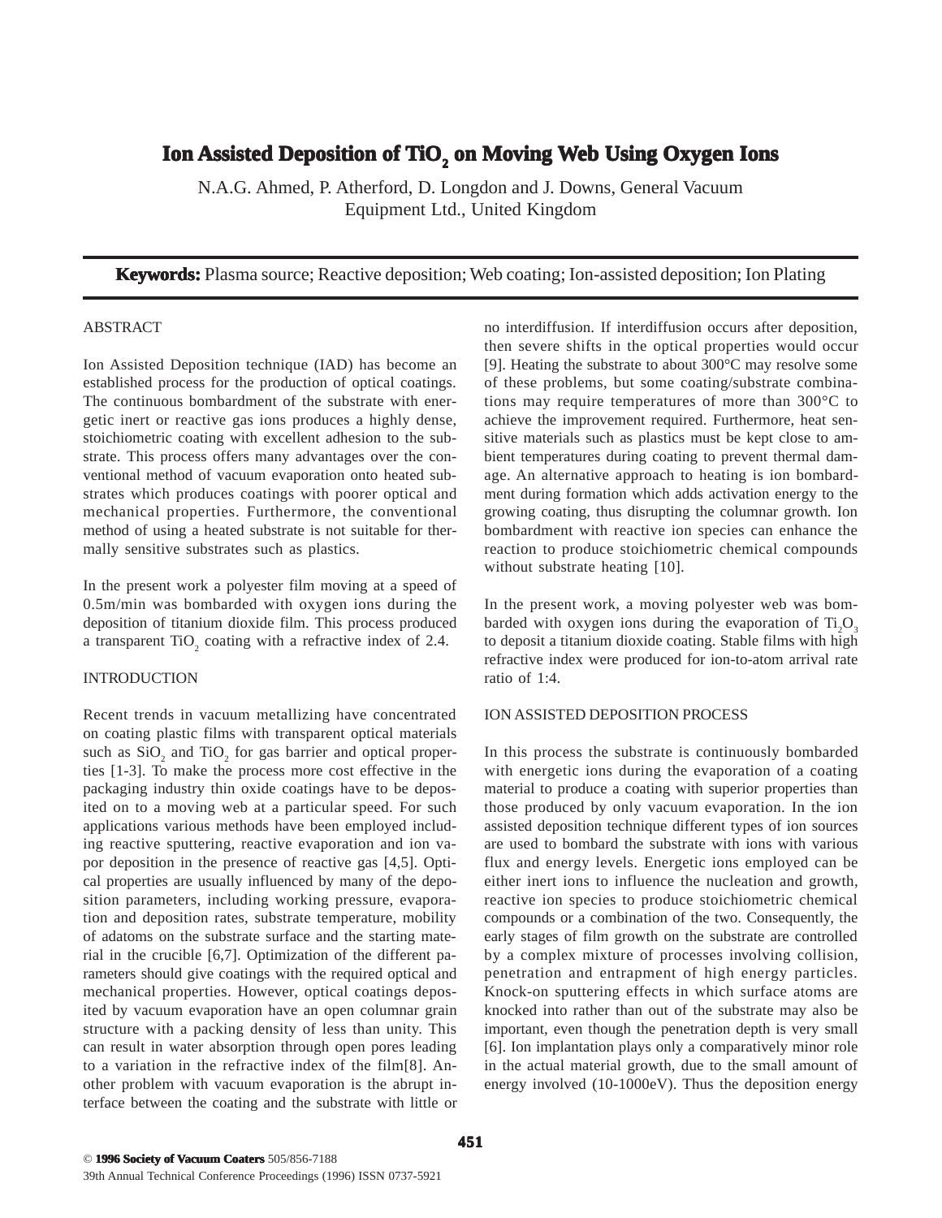# Ion Assisted Deposition of $TiO_2$ on Moving Web Using Oxygen Ions

N.A.G. Ahmed, P. Atherford, D. Longdon and J. Downs, General Vacuum Equipment Ltd., United Kingdom

**Keywords:** Plasma source; Reactive deposition; Web coating; Ion-assisted deposition; Ion Plating

## ABSTRACT

Ion Assisted Deposition technique (IAD) has become an established process for the production of optical coatings. The continuous bombardment of the substrate with energetic inert or reactive gas ions produces a highly dense, stoichiometric coating with excellent adhesion to the substrate. This process offers many advantages over the conventional method of vacuum evaporation onto heated substrates which produces coatings with poorer optical and mechanical properties. Furthermore, the conventional method of using a heated substrate is not suitable for thermally sensitive substrates such as plastics.

In the present work a polyester film moving at a speed of 0.5m/min was bombarded with oxygen ions during the deposition of titanium dioxide film. This process produced a transparent $TiO_2$ coating with a refractive index of 2.4.

## INTRODUCTION

Recent trends in vacuum metallizing have concentrated on coating plastic films with transparent optical materials such as $SiO_2$ and $TiO_2$ for gas barrier and optical properties [1-3]. To make the process more cost effective in the packaging industry thin oxide coatings have to be deposited on to a moving web at a particular speed. For such applications various methods have been employed including reactive sputtering, reactive evaporation and ion vapor deposition in the presence of reactive gas [4,5]. Optical properties are usually influenced by many of the deposition parameters, including working pressure, evaporation and deposition rates, substrate temperature, mobility of adatoms on the substrate surface and the starting material in the crucible [6,7]. Optimization of the different parameters should give coatings with the required optical and mechanical properties. However, optical coatings deposited by vacuum evaporation have an open columnar grain structure with a packing density of less than unity. This can result in water absorption through open pores leading to a variation in the refractive index of the film[8]. Another problem with vacuum evaporation is the abrupt interface between the coating and the substrate with little or no interdiffusion. If interdiffusion occurs after deposition, then severe shifts in the optical properties would occur [9]. Heating the substrate to about 300°C may resolve some of these problems, but some coating/substrate combinations may require temperatures of more than 300°C to achieve the improvement required. Furthermore, heat sensitive materials such as plastics must be kept close to ambient temperatures during coating to prevent thermal damage. An alternative approach to heating is ion bombardment during formation which adds activation energy to the growing coating, thus disrupting the columnar growth. Ion bombardment with reactive ion species can enhance the reaction to produce stoichiometric chemical compounds without substrate heating [10].

In the present work, a moving polyester web was bombarded with oxygen ions during the evaporation of $Ti_2O_3$ to deposit a titanium dioxide coating. Stable films with high refractive index were produced for ion-to-atom arrival rate ratio of 1:4.

## ION ASSISTED DEPOSITION PROCESS

In this process the substrate is continuously bombarded with energetic ions during the evaporation of a coating material to produce a coating with superior properties than those produced by only vacuum evaporation. In the ion assisted deposition technique different types of ion sources are used to bombard the substrate with ions with various flux and energy levels. Energetic ions employed can be either inert ions to influence the nucleation and growth, reactive ion species to produce stoichiometric chemical compounds or a combination of the two. Consequently, the early stages of film growth on the substrate are controlled by a complex mixture of processes involving collision, penetration and entrapment of high energy particles. Knock-on sputtering effects in which surface atoms are knocked into rather than out of the substrate may also be important, even though the penetration depth is very small [6]. Ion implantation plays only a comparatively minor role in the actual material growth, due to the small amount of energy involved (10-1000eV). Thus the deposition energy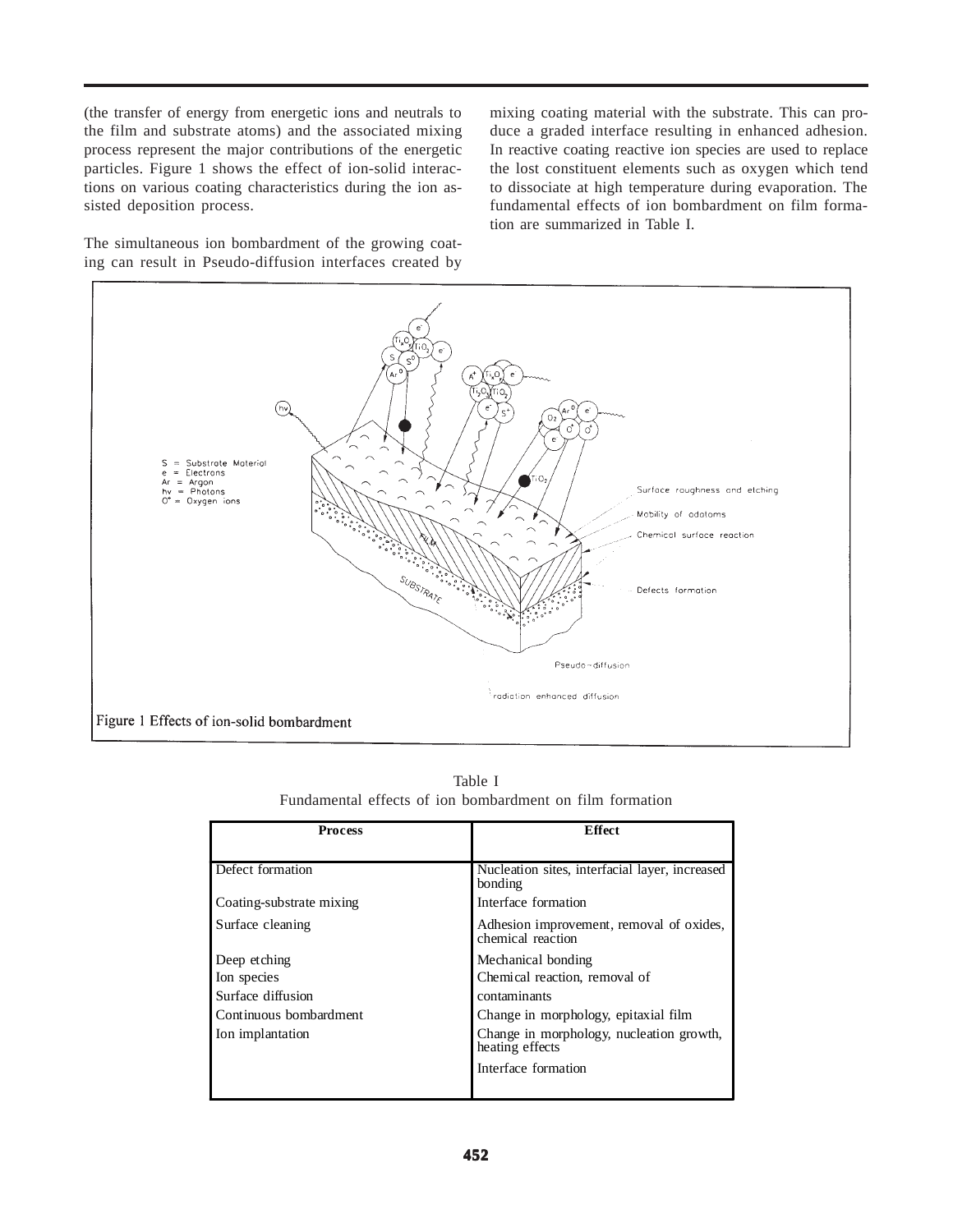(the transfer of energy from energetic ions and neutrals to the film and substrate atoms) and the associated mixing process represent the major contributions of the energetic particles. Figure 1 shows the effect of ion-solid interactions on various coating characteristics during the ion assisted deposition process.

The simultaneous ion bombardment of the growing coating can result in Pseudo-diffusion interfaces created by mixing coating material with the substrate. This can produce a graded interface resulting in enhanced adhesion. In reactive coating reactive ion species are used to replace the lost constituent elements such as oxygen which tend to dissociate at high temperature during evaporation. The fundamental effects of ion bombardment on film formation are summarized in Table I.

Figure 1 Effects of ion-solid bombardment

Table I
Fundamental effects of ion bombardment on film formation

| Process | Effect |
|---|---|
| Defect formation | Nucleation sites, interfacial layer, increased bonding |
| Coating-substrate mixing | Interface formation |
| Surface cleaning | Adhesion improvement, removal of oxides, chemical reaction |
| Deep etching | Mechanical bonding |
| Ion species | Chemical reaction, removal of |
| Surface diffusion | contaminants |
| Continuous bombardment | Change in morphology, epitaxial film |
| Ion implantation | Change in morphology, nucleation growth, heating effects |
| | Interface formation |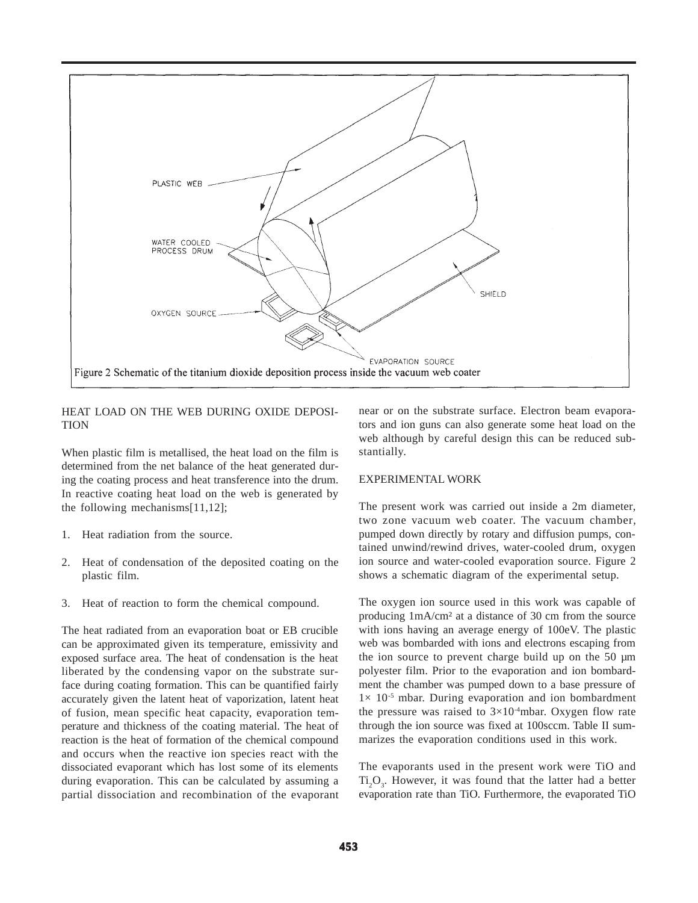Figure 2 Schematic of the titanium dioxide deposition process inside the vacuum web coater

## HEAT LOAD ON THE WEB DURING OXIDE DEPOSITION

When plastic film is metallised, the heat load on the film is determined from the net balance of the heat generated during the coating process and heat transference into the drum. In reactive coating heat load on the web is generated by the following mechanisms[11,12];

1. Heat radiation from the source.
2. Heat of condensation of the deposited coating on the plastic film.
3. Heat of reaction to form the chemical compound.

The heat radiated from an evaporation boat or EB crucible can be approximated given its temperature, emissivity and exposed surface area. The heat of condensation is the heat liberated by the condensing vapor on the substrate surface during coating formation. This can be quantified fairly accurately given the latent heat of vaporization, latent heat of fusion, mean specific heat capacity, evaporation temperature and thickness of the coating material. The heat of reaction is the heat of formation of the chemical compound and occurs when the reactive ion species react with the dissociated evaporant which has lost some of its elements during evaporation. This can be calculated by assuming a partial dissociation and recombination of the evaporant near or on the substrate surface. Electron beam evaporators and ion guns can also generate some heat load on the web although by careful design this can be reduced substantially.

## EXPERIMENTAL WORK

The present work was carried out inside a 2m diameter, two zone vacuum web coater. The vacuum chamber, pumped down directly by rotary and diffusion pumps, contained unwind/rewind drives, water-cooled drum, oxygen ion source and water-cooled evaporation source. Figure 2 shows a schematic diagram of the experimental setup.

The oxygen ion source used in this work was capable of producing 1mA/cm² at a distance of 30 cm from the source with ions having an average energy of 100eV. The plastic web was bombarded with ions and electrons escaping from the ion source to prevent charge build up on the 50 µm polyester film. Prior to the evaporation and ion bombardment the chamber was pumped down to a base pressure of $1\times 10^{-5}$ mbar. During evaporation and ion bombardment the pressure was raised to $3\times10^{-4}$mbar. Oxygen flow rate through the ion source was fixed at 100sccm. Table II summarizes the evaporation conditions used in this work.

The evaporants used in the present work were TiO and $Ti_2O_3$. However, it was found that the latter had a better evaporation rate than TiO. Furthermore, the evaporated TiO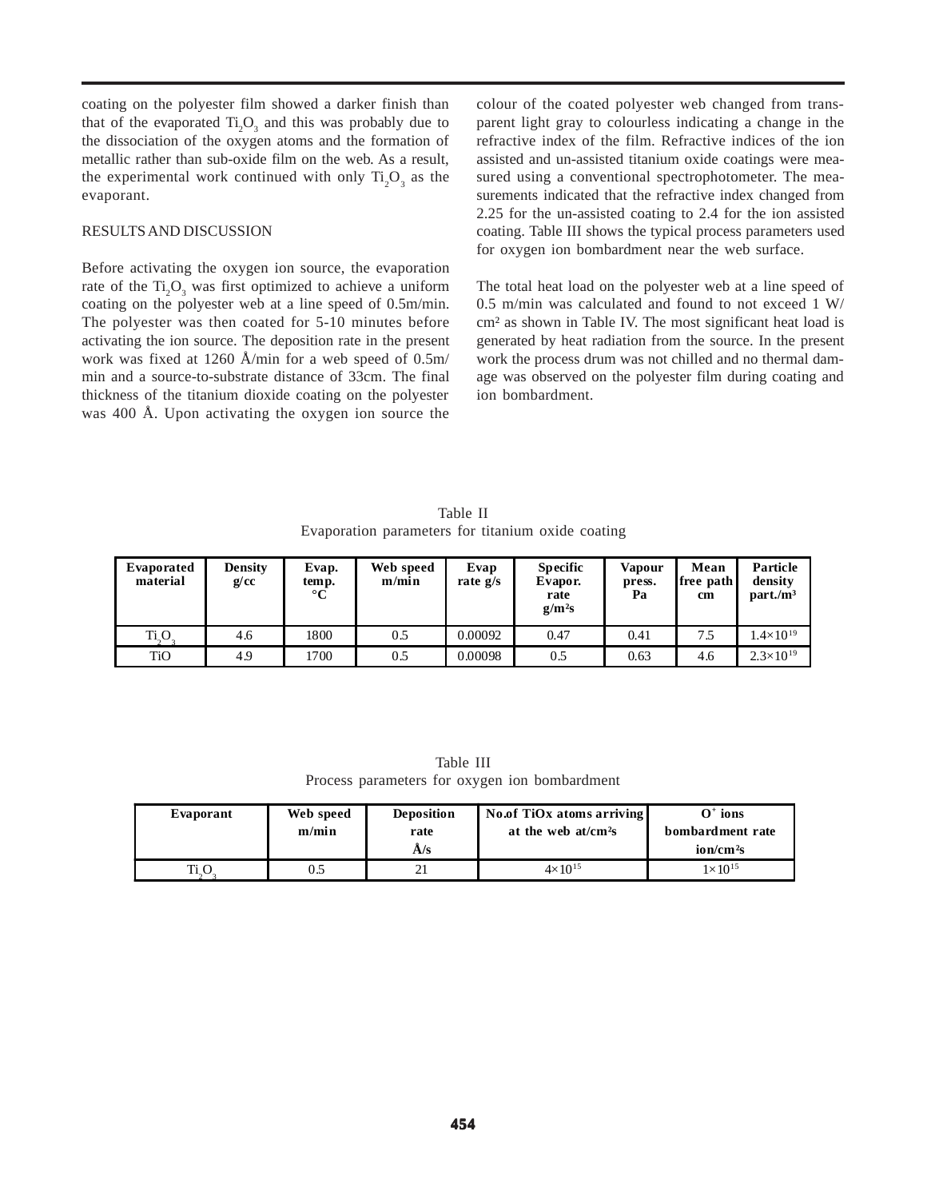coating on the polyester film showed a darker finish than that of the evaporated $Ti_2O_3$ and this was probably due to the dissociation of the oxygen atoms and the formation of metallic rather than sub-oxide film on the web. As a result, the experimental work continued with only $Ti_2O_3$ as the evaporant.

## RESULTS AND DISCUSSION

Before activating the oxygen ion source, the evaporation rate of the $Ti_2O_3$ was first optimized to achieve a uniform coating on the polyester web at a line speed of 0.5m/min. The polyester was then coated for 5-10 minutes before activating the ion source. The deposition rate in the present work was fixed at 1260 Å/min for a web speed of 0.5m/min and a source-to-substrate distance of 33cm. The final thickness of the titanium dioxide coating on the polyester was 400 Å. Upon activating the oxygen ion source the colour of the coated polyester web changed from transparent light gray to colourless indicating a change in the refractive index of the film. Refractive indices of the ion assisted and un-assisted titanium oxide coatings were measured using a conventional spectrophotometer. The measurements indicated that the refractive index changed from 2.25 for the un-assisted coating to 2.4 for the ion assisted coating. Table III shows the typical process parameters used for oxygen ion bombardment near the web surface.

The total heat load on the polyester web at a line speed of 0.5 m/min was calculated and found to not exceed 1 W/cm² as shown in Table IV. The most significant heat load is generated by heat radiation from the source. In the present work the process drum was not chilled and no thermal damage was observed on the polyester film during coating and ion bombardment.

Table II
Evaporation parameters for titanium oxide coating

| Evaporated material | Density g/cc | Evap. temp. °C | Web speed m/min | Evap rate g/s | Specific Evapor. rate g/m²s | Vapour press. Pa | Mean free path cm | Particle density part./m³ |
|---|---|---|---|---|---|---|---|---|
| $Ti_2O_3$ | 4.6 | 1800 | 0.5 | 0.00092 | 0.47 | 0.41 | 7.5 | $1.4\times10^{19}$ |
| TiO | 4.9 | 1700 | 0.5 | 0.00098 | 0.5 | 0.63 | 4.6 | $2.3\times10^{19}$ |

Table III
Process parameters for oxygen ion bombardment

| Evaporant | Web speed m/min | Deposition rate Å/s | No.of TiOx atoms arriving at the web at/cm²s | $O^+$ ions bombardment rate ion/cm²s |
|---|---|---|---|---|
| $Ti_2O_3$ | 0.5 | 21 | $4\times10^{15}$ | $1\times10^{15}$ |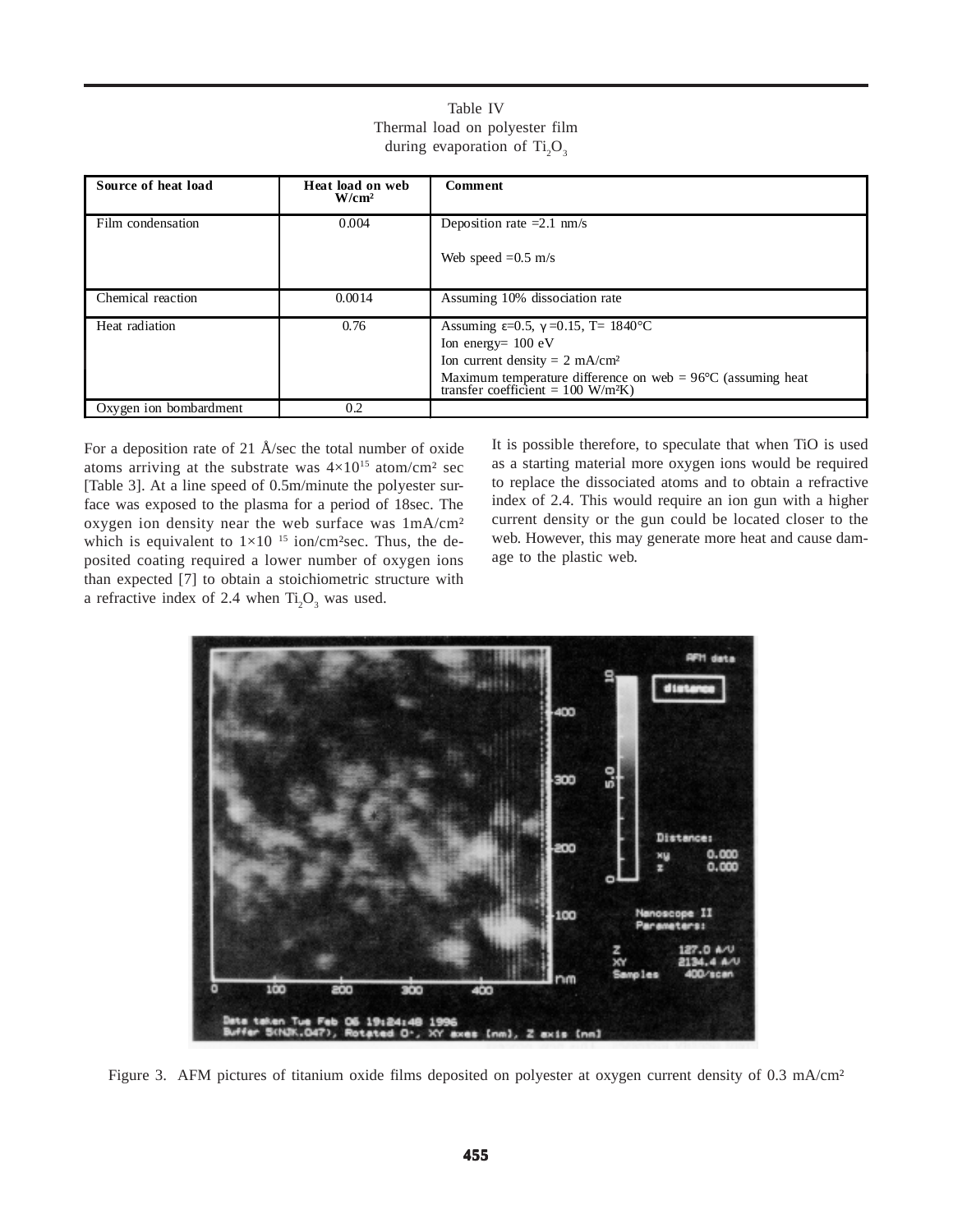Table IV
Thermal load on polyester film during evaporation of $Ti_2O_3$

| Source of heat load | Heat load on web W/cm² | Comment |
|---|---|---|
| Film condensation | 0.004 | Deposition rate =2.1 nm/s<br><br>Web speed =0.5 m/s |
| Chemical reaction | 0.0014 | Assuming 10% dissociation rate |
| Heat radiation | 0.76 | Assuming $\varepsilon$=0.5, $\gamma$=0.15, T= 1840°C<br>Ion energy= 100 eV<br>Ion current density = 2 mA/cm²<br>Maximum temperature difference on web = 96°C (assuming heat transfer coefficient = 100 W/m²K) |
| Oxygen ion bombardment | 0.2 | |

For a deposition rate of 21 Å/sec the total number of oxide atoms arriving at the substrate was $4\times10^{15}$ atom/cm² sec [Table 3]. At a line speed of 0.5m/minute the polyester surface was exposed to the plasma for a period of 18sec. The oxygen ion density near the web surface was 1mA/cm² which is equivalent to $1\times10^{15}$ ion/cm²sec. Thus, the deposited coating required a lower number of oxygen ions than expected [7] to obtain a stoichiometric structure with a refractive index of 2.4 when $Ti_2O_3$ was used.

It is possible therefore, to speculate that when TiO is used as a starting material more oxygen ions would be required to replace the dissociated atoms and to obtain a refractive index of 2.4. This would require an ion gun with a higher current density or the gun could be located closer to the web. However, this may generate more heat and cause damage to the plastic web.

Figure 3. AFM pictures of titanium oxide films deposited on polyester at oxygen current density of 0.3 mA/cm²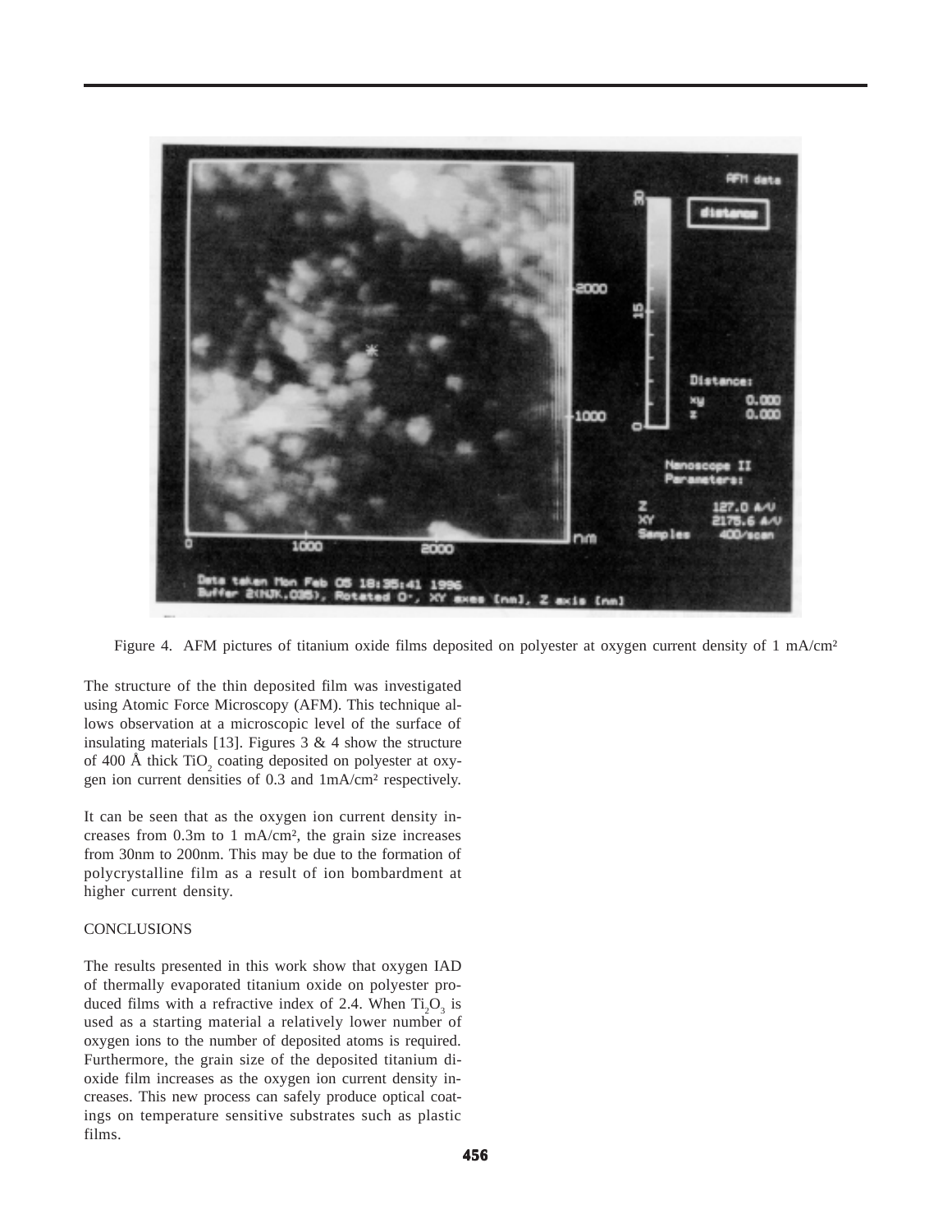Figure 4. AFM pictures of titanium oxide films deposited on polyester at oxygen current density of 1 mA/cm²

The structure of the thin deposited film was investigated using Atomic Force Microscopy (AFM). This technique allows observation at a microscopic level of the surface of insulating materials [13]. Figures 3 & 4 show the structure of 400 Å thick $TiO_2$ coating deposited on polyester at oxygen ion current densities of 0.3 and 1mA/cm² respectively.

It can be seen that as the oxygen ion current density increases from 0.3m to 1 mA/cm², the grain size increases from 30nm to 200nm. This may be due to the formation of polycrystalline film as a result of ion bombardment at higher current density.

## CONCLUSIONS

The results presented in this work show that oxygen IAD of thermally evaporated titanium oxide on polyester produced films with a refractive index of 2.4. When $Ti_2O_3$ is used as a starting material a relatively lower number of oxygen ions to the number of deposited atoms is required. Furthermore, the grain size of the deposited titanium dioxide film increases as the oxygen ion current density increases. This new process can safely produce optical coatings on temperature sensitive substrates such as plastic films.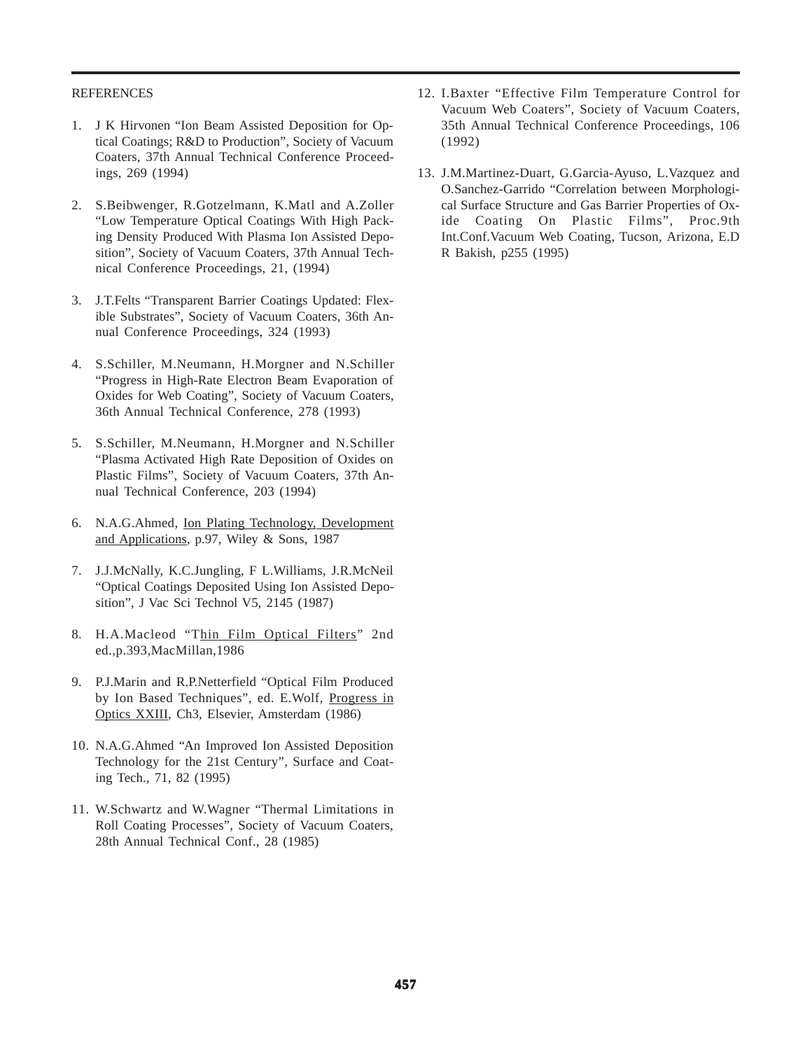## REFERENCES

1. J K Hirvonen "Ion Beam Assisted Deposition for Optical Coatings; R&D to Production", Society of Vacuum Coaters, 37th Annual Technical Conference Proceedings, 269 (1994)

2. S.Beibwenger, R.Gotzelmann, K.Matl and A.Zoller "Low Temperature Optical Coatings With High Packing Density Produced With Plasma Ion Assisted Deposition", Society of Vacuum Coaters, 37th Annual Technical Conference Proceedings, 21, (1994)

3. J.T.Felts "Transparent Barrier Coatings Updated: Flexible Substrates", Society of Vacuum Coaters, 36th Annual Conference Proceedings, 324 (1993)

4. S.Schiller, M.Neumann, H.Morgner and N.Schiller "Progress in High-Rate Electron Beam Evaporation of Oxides for Web Coating", Society of Vacuum Coaters, 36th Annual Technical Conference, 278 (1993)

5. S.Schiller, M.Neumann, H.Morgner and N.Schiller "Plasma Activated High Rate Deposition of Oxides on Plastic Films", Society of Vacuum Coaters, 37th Annual Technical Conference, 203 (1994)

6. N.A.G.Ahmed, Ion Plating Technology, Development and Applications, p.97, Wiley & Sons, 1987

7. J.J.McNally, K.C.Jungling, F L.Williams, J.R.McNeil "Optical Coatings Deposited Using Ion Assisted Deposition", J Vac Sci Technol V5, 2145 (1987)

8. H.A.Macleod "Thin Film Optical Filters" 2nd ed.,p.393,MacMillan,1986

9. P.J.Marin and R.P.Netterfield "Optical Film Produced by Ion Based Techniques", ed. E.Wolf, Progress in Optics XXIII, Ch3, Elsevier, Amsterdam (1986)

10. N.A.G.Ahmed "An Improved Ion Assisted Deposition Technology for the 21st Century", Surface and Coating Tech., 71, 82 (1995)

11. W.Schwartz and W.Wagner "Thermal Limitations in Roll Coating Processes", Society of Vacuum Coaters, 28th Annual Technical Conf., 28 (1985)

12. I.Baxter "Effective Film Temperature Control for Vacuum Web Coaters", Society of Vacuum Coaters, 35th Annual Technical Conference Proceedings, 106 (1992)

13. J.M.Martinez-Duart, G.Garcia-Ayuso, L.Vazquez and O.Sanchez-Garrido "Correlation between Morphological Surface Structure and Gas Barrier Properties of Oxide Coating On Plastic Films", Proc.9th Int.Conf.Vacuum Web Coating, Tucson, Arizona, E.D R Bakish, p255 (1995)